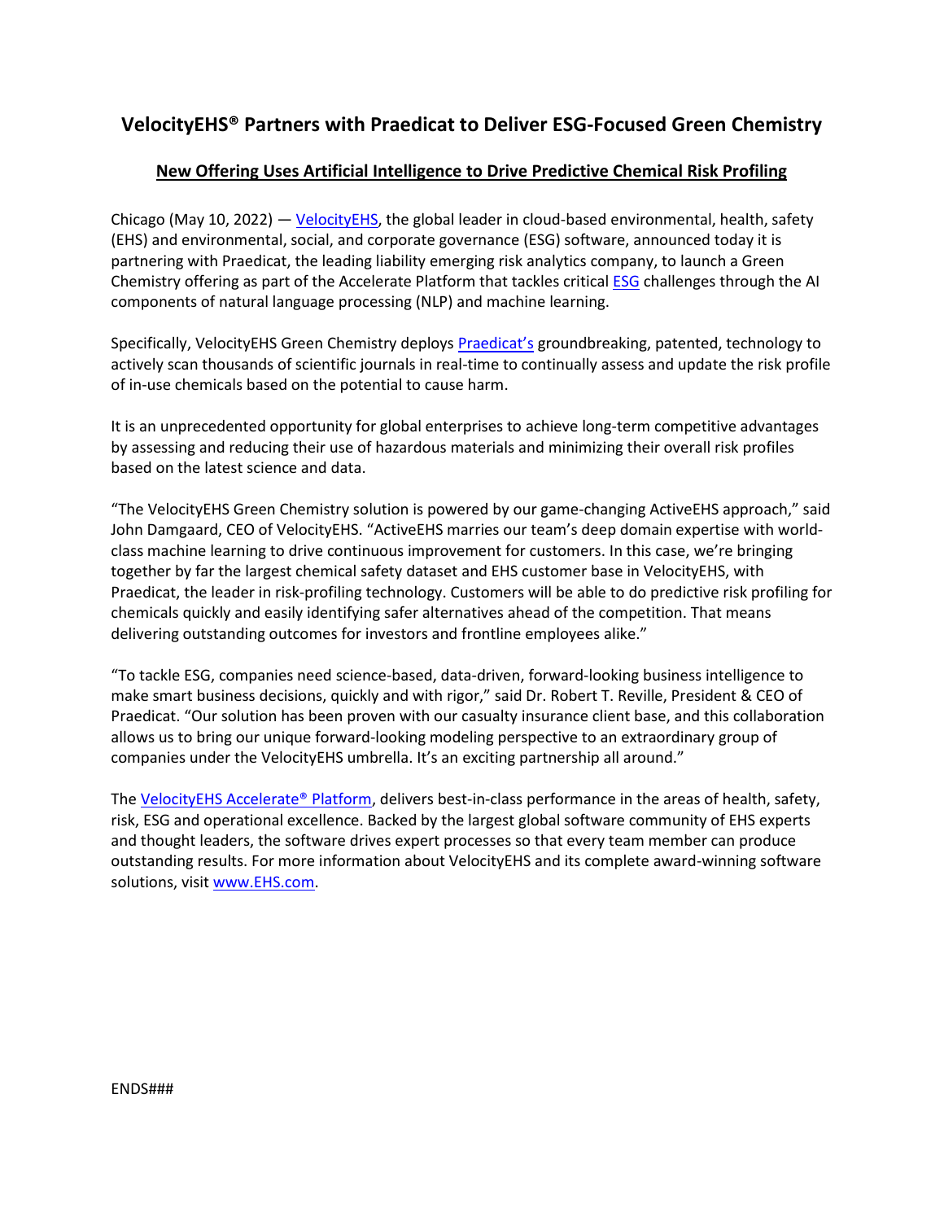# VelocityEHS® Partners with Praedicat to Deliver ESG-Focused Green Chemistry

## New Offering Uses Artificial Intelligence to Drive Predictive Chemical Risk Profiling

Chicago (May 10, 2022) — VelocityEHS, the global leader in cloud-based environmental, health, safety (EHS) and environmental, social, and corporate governance (ESG) software, announced today it is partnering with Praedicat, the leading liability emerging risk analytics company, to launch a Green Chemistry offering as part of the Accelerate Platform that tackles critical ESG challenges through the AI components of natural language processing (NLP) and machine learning.

Specifically, VelocityEHS Green Chemistry deploys Praedicat's groundbreaking, patented, technology to actively scan thousands of scientific journals in real-time to continually assess and update the risk profile of in-use chemicals based on the potential to cause harm.

It is an unprecedented opportunity for global enterprises to achieve long-term competitive advantages by assessing and reducing their use of hazardous materials and minimizing their overall risk profiles based on the latest science and data.

"The VelocityEHS Green Chemistry solution is powered by our game-changing ActiveEHS approach," said John Damgaard, CEO of VelocityEHS. "ActiveEHS marries our team's deep domain expertise with world-class machine learning to drive continuous improvement for customers. In this case, we're bringing together by far the largest chemical safety dataset and EHS customer base in VelocityEHS, with Praedicat, the leader in risk-profiling technology. Customers will be able to do predictive risk profiling for chemicals quickly and easily identifying safer alternatives ahead of the competition. That means delivering outstanding outcomes for investors and frontline employees alike."

"To tackle ESG, companies need science-based, data-driven, forward-looking business intelligence to make smart business decisions, quickly and with rigor," said Dr. Robert T. Reville, President & CEO of Praedicat. "Our solution has been proven with our casualty insurance client base, and this collaboration allows us to bring our unique forward-looking modeling perspective to an extraordinary group of companies under the VelocityEHS umbrella. It's an exciting partnership all around."

The VelocityEHS Accelerate® Platform, delivers best-in-class performance in the areas of health, safety, risk, ESG and operational excellence. Backed by the largest global software community of EHS experts and thought leaders, the software drives expert processes so that every team member can produce outstanding results. For more information about VelocityEHS and its complete award-winning software solutions, visit www.EHS.com.

ENDS###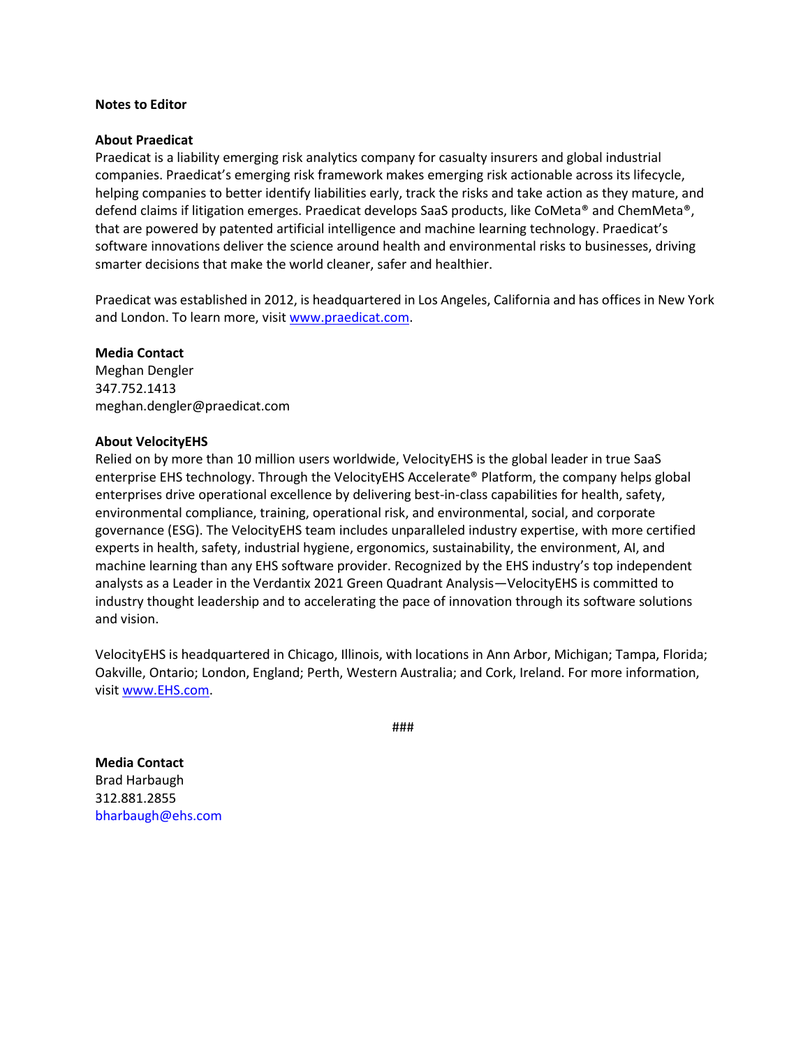**Notes to Editor**

**About Praedicat**

Praedicat is a liability emerging risk analytics company for casualty insurers and global industrial companies. Praedicat's emerging risk framework makes emerging risk actionable across its lifecycle, helping companies to better identify liabilities early, track the risks and take action as they mature, and defend claims if litigation emerges. Praedicat develops SaaS products, like CoMeta® and ChemMeta®, that are powered by patented artificial intelligence and machine learning technology. Praedicat's software innovations deliver the science around health and environmental risks to businesses, driving smarter decisions that make the world cleaner, safer and healthier.

Praedicat was established in 2012, is headquartered in Los Angeles, California and has offices in New York and London. To learn more, visit www.praedicat.com.

**Media Contact**
Meghan Dengler
347.752.1413
meghan.dengler@praedicat.com

**About VelocityEHS**

Relied on by more than 10 million users worldwide, VelocityEHS is the global leader in true SaaS enterprise EHS technology. Through the VelocityEHS Accelerate® Platform, the company helps global enterprises drive operational excellence by delivering best-in-class capabilities for health, safety, environmental compliance, training, operational risk, and environmental, social, and corporate governance (ESG). The VelocityEHS team includes unparalleled industry expertise, with more certified experts in health, safety, industrial hygiene, ergonomics, sustainability, the environment, AI, and machine learning than any EHS software provider. Recognized by the EHS industry's top independent analysts as a Leader in the Verdantix 2021 Green Quadrant Analysis—VelocityEHS is committed to industry thought leadership and to accelerating the pace of innovation through its software solutions and vision.

VelocityEHS is headquartered in Chicago, Illinois, with locations in Ann Arbor, Michigan; Tampa, Florida; Oakville, Ontario; London, England; Perth, Western Australia; and Cork, Ireland. For more information, visit www.EHS.com.

###

**Media Contact**
Brad Harbaugh
312.881.2855
bharbaugh@ehs.com